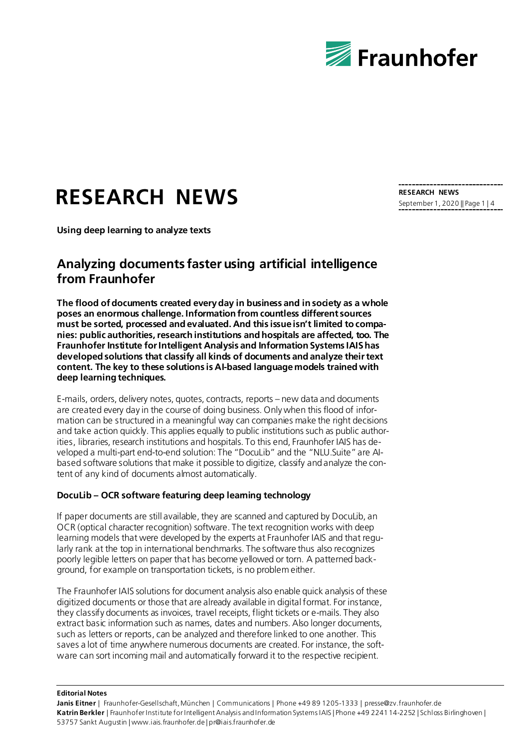# RESEARCH NEWS

**Using deep learning to analyze texts**

## Analyzing documents faster using artificial intelligence from Fraunhofer

**The flood of documents created every day in business and in society as a whole poses an enormous challenge. Information from countless different sources must be sorted, processed and evaluated. And this issue isn't limited to companies: public authorities, research institutions and hospitals are affected, too. The Fraunhofer Institute for Intelligent Analysis and Information Systems IAIS has developed solutions that classify all kinds of documents and analyze their text content. The key to these solutions is AI-based language models trained with deep learning techniques.**

E-mails, orders, delivery notes, quotes, contracts, reports – new data and documents are created every day in the course of doing business. Only when this flood of information can be structured in a meaningful way can companies make the right decisions and take action quickly. This applies equally to public institutions such as public authorities, libraries, research institutions and hospitals. To this end, Fraunhofer IAIS has developed a multi-part end-to-end solution: The "DocuLib" and the "NLU.Suite" are AI-based software solutions that make it possible to digitize, classify and analyze the content of any kind of documents almost automatically.

### DocuLib – OCR software featuring deep learning technology

If paper documents are still available, they are scanned and captured by DocuLib, an OCR (optical character recognition) software. The text recognition works with deep learning models that were developed by the experts at Fraunhofer IAIS and that regularly rank at the top in international benchmarks. The software thus also recognizes poorly legible letters on paper that has become yellowed or torn. A patterned background, for example on transportation tickets, is no problem either.

The Fraunhofer IAIS solutions for document analysis also enable quick analysis of these digitized documents or those that are already available in digital format. For instance, they classify documents as invoices, travel receipts, flight tickets or e-mails. They also extract basic information such as names, dates and numbers. Also longer documents, such as letters or reports, can be analyzed and therefore linked to one another. This saves a lot of time anywhere numerous documents are created. For instance, the software can sort incoming mail and automatically forward it to the respective recipient.

**Editorial Notes**

**Janis Eitner** | Fraunhofer-Gesellschaft, München | Communications | Phone +49 89 1205-1333 | presse@zv.fraunhofer.de
**Katrin Berkler** | Fraunhofer Institute for Intelligent Analysis and Information Systems IAIS | Phone +49 2241 14-2252 | Schloss Birlinghoven | 53757 Sankt Augustin | www.iais.fraunhofer.de | pr@iais.fraunhofer.de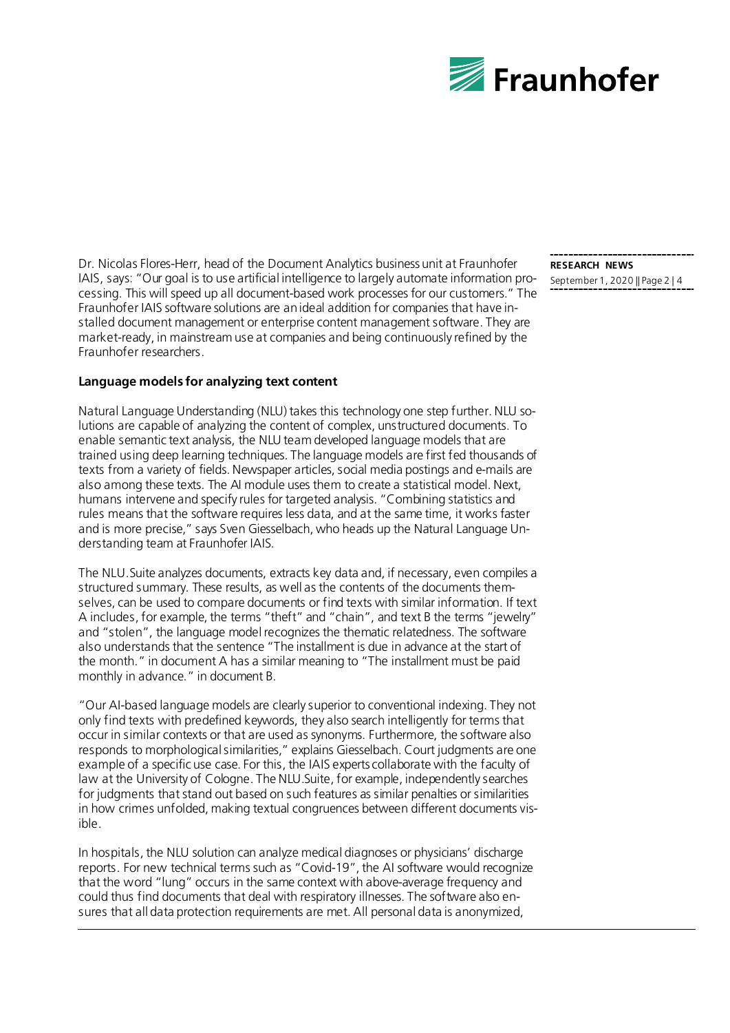Dr. Nicolas Flores-Herr, head of the Document Analytics business unit at Fraunhofer IAIS, says: "Our goal is to use artificial intelligence to largely automate information processing. This will speed up all document-based work processes for our customers." The Fraunhofer IAIS software solutions are an ideal addition for companies that have installed document management or enterprise content management software. They are market-ready, in mainstream use at companies and being continuously refined by the Fraunhofer researchers.

**Language models for analyzing text content**

Natural Language Understanding (NLU) takes this technology one step further. NLU solutions are capable of analyzing the content of complex, unstructured documents. To enable semantic text analysis, the NLU team developed language models that are trained using deep learning techniques. The language models are first fed thousands of texts from a variety of fields. Newspaper articles, social media postings and e-mails are also among these texts. The AI module uses them to create a statistical model. Next, humans intervene and specify rules for targeted analysis. "Combining statistics and rules means that the software requires less data, and at the same time, it works faster and is more precise," says Sven Giesselbach, who heads up the Natural Language Understanding team at Fraunhofer IAIS.

The NLU.Suite analyzes documents, extracts key data and, if necessary, even compiles a structured summary. These results, as well as the contents of the documents themselves, can be used to compare documents or find texts with similar information. If text A includes, for example, the terms "theft" and "chain", and text B the terms "jewelry" and "stolen", the language model recognizes the thematic relatedness. The software also understands that the sentence "The installment is due in advance at the start of the month." in document A has a similar meaning to "The installment must be paid monthly in advance." in document B.

"Our AI-based language models are clearly superior to conventional indexing. They not only find texts with predefined keywords, they also search intelligently for terms that occur in similar contexts or that are used as synonyms. Furthermore, the software also responds to morphological similarities," explains Giesselbach. Court judgments are one example of a specific use case. For this, the IAIS experts collaborate with the faculty of law at the University of Cologne. The NLU.Suite, for example, independently searches for judgments that stand out based on such features as similar penalties or similarities in how crimes unfolded, making textual congruences between different documents visible.

In hospitals, the NLU solution can analyze medical diagnoses or physicians' discharge reports. For new technical terms such as "Covid-19", the AI software would recognize that the word "lung" occurs in the same context with above-average frequency and could thus find documents that deal with respiratory illnesses. The software also ensures that all data protection requirements are met. All personal data is anonymized,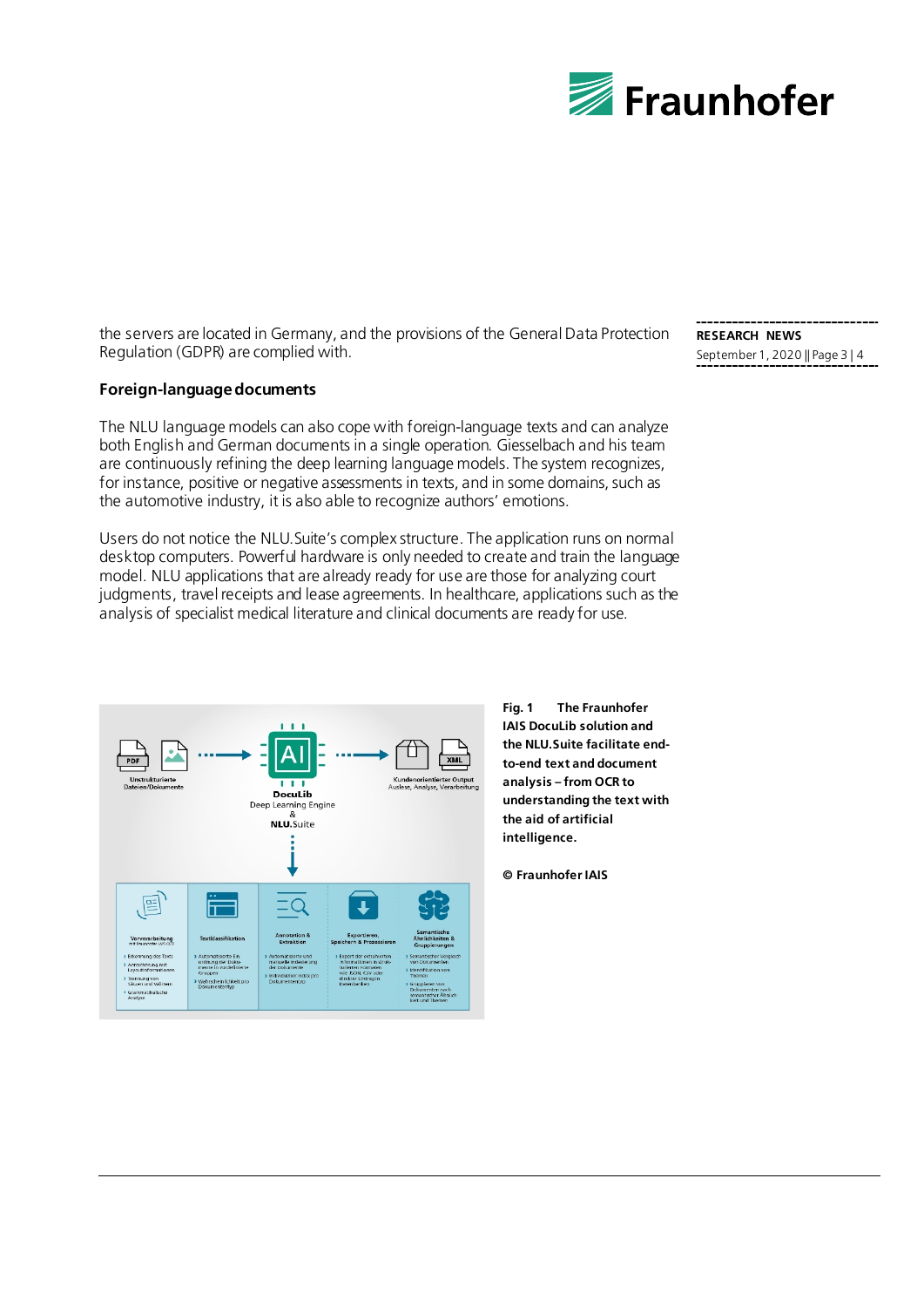the servers are located in Germany, and the provisions of the General Data Protection Regulation (GDPR) are complied with.

**Foreign-language documents**

The NLU language models can also cope with foreign-language texts and can analyze both English and German documents in a single operation. Giesselbach and his team are continuously refining the deep learning language models. The system recognizes, for instance, positive or negative assessments in texts, and in some domains, such as the automotive industry, it is also able to recognize authors' emotions.

Users do not notice the NLU.Suite's complex structure. The application runs on normal desktop computers. Powerful hardware is only needed to create and train the language model. NLU applications that are already ready for use are those for analyzing court judgments, travel receipts and lease agreements. In healthcare, applications such as the analysis of specialist medical literature and clinical documents are ready for use.

**Fig. 1 The Fraunhofer IAIS DocuLib solution and the NLU.Suite facilitate end-to-end text and document analysis – from OCR to understanding the text with the aid of artificial intelligence.**

**© Fraunhofer IAIS**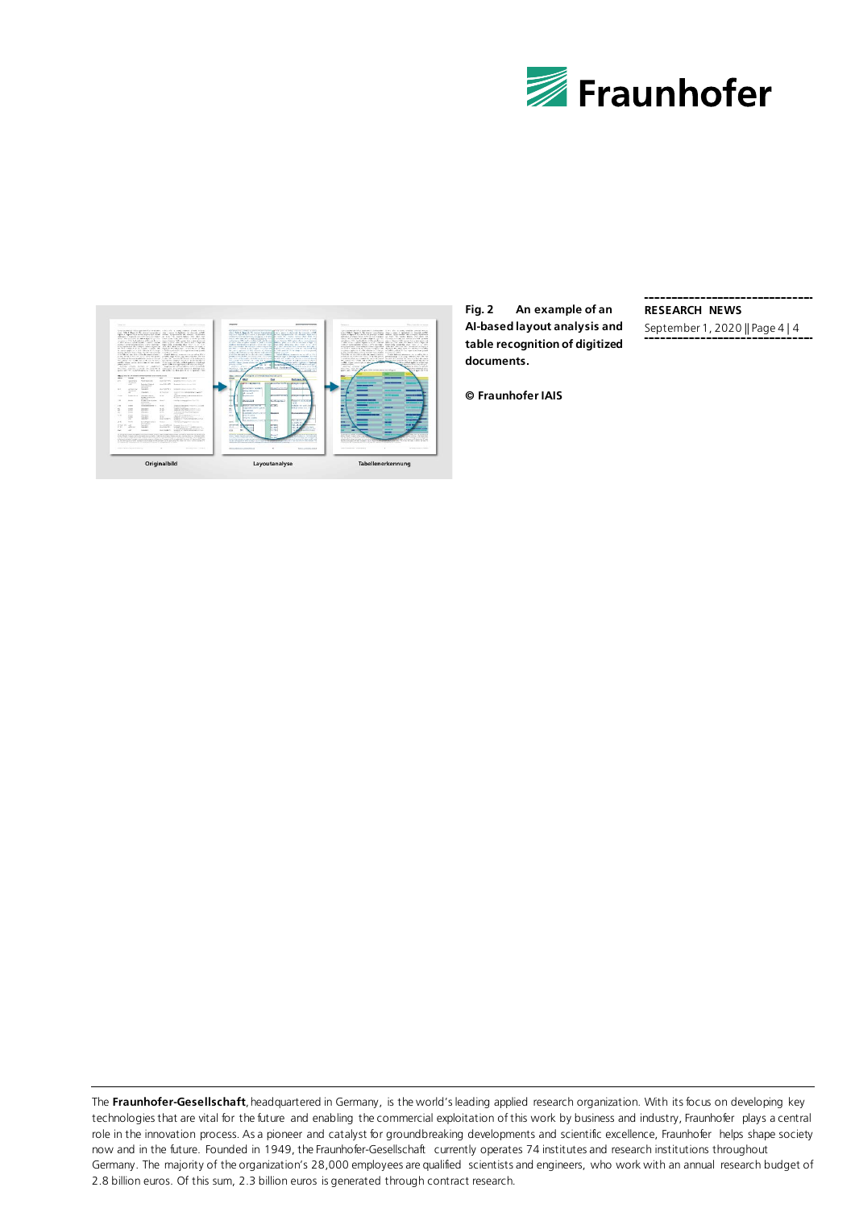**Fig. 2 An example of an AI-based layout analysis and table recognition of digitized documents.**

**© Fraunhofer IAIS**

**RESEARCH NEWS**
September 1, 2020 || Page 4 | 4

The **Fraunhofer-Gesellschaft**, headquartered in Germany, is the world's leading applied research organization. With its focus on developing key technologies that are vital for the future and enabling the commercial exploitation of this work by business and industry, Fraunhofer plays a central role in the innovation process. As a pioneer and catalyst for groundbreaking developments and scientific excellence, Fraunhofer helps shape society now and in the future. Founded in 1949, the Fraunhofer-Gesellschaft currently operates 74 institutes and research institutions throughout Germany. The majority of the organization's 28,000 employees are qualified scientists and engineers, who work with an annual research budget of 2.8 billion euros. Of this sum, 2.3 billion euros is generated through contract research.